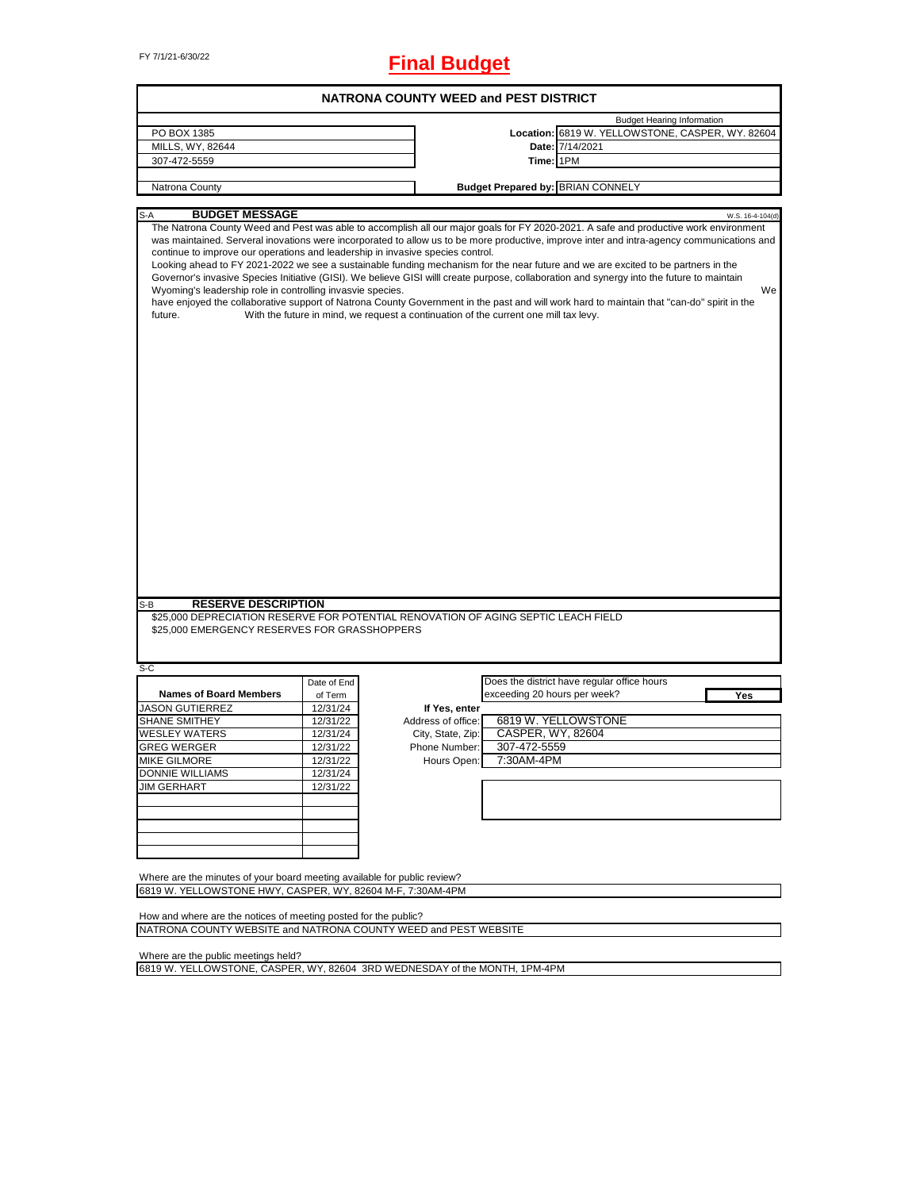FY 7/1/21-6/30/22

# Final Budget

## NATRONA COUNTY WEED and PEST DISTRICT

| | | Budget Hearing Information |
|---|---|---|
| PO BOX 1385 | Location: | 6819 W. YELLOWSTONE, CASPER, WY. 82604 |
| MILLS, WY, 82644 | Date: | 7/14/2021 |
| 307-472-5559 | Time: | 1PM |
| Natrona County | Budget Prepared by: | BRIAN CONNELY |

### S-A BUDGET MESSAGE

W.S. 16-4-104(d)

The Natrona County Weed and Pest was able to accomplish all our major goals for FY 2020-2021. A safe and productive work environment was maintained. Serveral inovations were incorporated to allow us to be more productive, improve inter and intra-agency communications and continue to improve our operations and leadership in invasive species control.

Looking ahead to FY 2021-2022 we see a sustainable funding mechanism for the near future and we are excited to be partners in the Governor's invasive Species Initiative (GISI). We believe GISI willl create purpose, collaboration and synergy into the future to maintain Wyoming's leadership role in controlling invasvie species. We have enjoyed the collaborative support of Natrona County Government in the past and will work hard to maintain that "can-do" spirit in the future. With the future in mind, we request a continuation of the current one mill tax levy.

### S-B RESERVE DESCRIPTION

$25,000 DEPRECIATION RESERVE FOR POTENTIAL RENOVATION OF AGING SEPTIC LEACH FIELD

$25,000 EMERGENCY RESERVES FOR GRASSHOPPERS

### S-C

| Names of Board Members | Date of End of Term |
|---|---|
| JASON GUTIERREZ | 12/31/24 |
| SHANE SMITHEY | 12/31/22 |
| WESLEY WATERS | 12/31/24 |
| GREG WERGER | 12/31/22 |
| MIKE GILMORE | 12/31/22 |
| DONNIE WILLIAMS | 12/31/24 |
| JIM GERHART | 12/31/22 |

Does the district have regular office hours exceeding 20 hours per week? **Yes**

If Yes, enter

| | |
|---|---|
| Address of office: | 6819 W. YELLOWSTONE |
| City, State, Zip: | CASPER, WY, 82604 |
| Phone Number: | 307-472-5559 |
| Hours Open: | 7:30AM-4PM |

Where are the minutes of your board meeting available for public review?
6819 W. YELLOWSTONE HWY, CASPER, WY, 82604 M-F, 7:30AM-4PM

How and where are the notices of meeting posted for the public?
NATRONA COUNTY WEBSITE and NATRONA COUNTY WEED and PEST WEBSITE

Where are the public meetings held?
6819 W. YELLOWSTONE, CASPER, WY, 82604 3RD WEDNESDAY of the MONTH, 1PM-4PM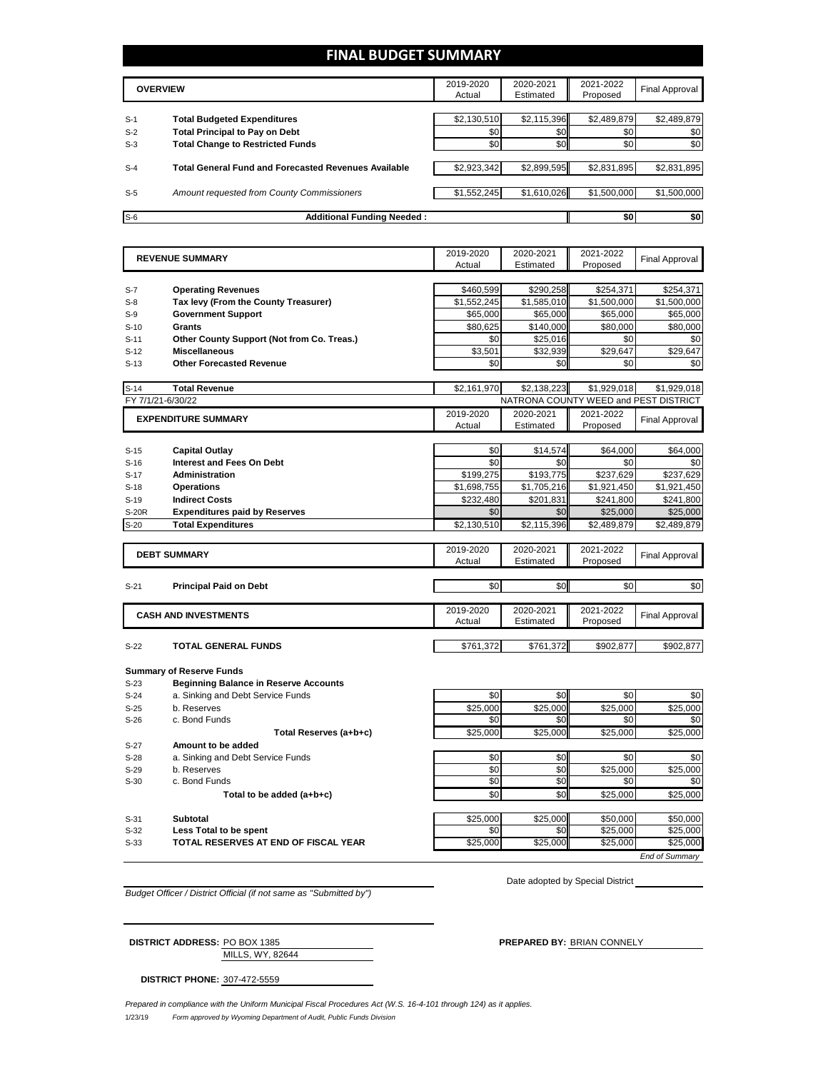# FINAL BUDGET SUMMARY

| | OVERVIEW | 2019-2020 Actual | 2020-2021 Estimated | 2021-2022 Proposed | Final Approval |
|---|---|---|---|---|---|
| S-1 | **Total Budgeted Expenditures** | $2,130,510 | $2,115,396 | $2,489,879 | $2,489,879 |
| S-2 | **Total Principal to Pay on Debt** | $0 | $0 | $0 | $0 |
| S-3 | **Total Change to Restricted Funds** | $0 | $0 | $0 | $0 |
| S-4 | **Total General Fund and Forecasted Revenues Available** | $2,923,342 | $2,899,595 | $2,831,895 | $2,831,895 |
| S-5 | *Amount requested from County Commissioners* | $1,552,245 | $1,610,026 | $1,500,000 | $1,500,000 |
| S-6 | **Additional Funding Needed :** | | | $0 | $0 |

| | REVENUE SUMMARY | 2019-2020 Actual | 2020-2021 Estimated | 2021-2022 Proposed | Final Approval |
|---|---|---|---|---|---|
| S-7 | **Operating Revenues** | $460,599 | $290,258 | $254,371 | $254,371 |
| S-8 | **Tax levy (From the County Treasurer)** | $1,552,245 | $1,585,010 | $1,500,000 | $1,500,000 |
| S-9 | **Government Support** | $65,000 | $65,000 | $65,000 | $65,000 |
| S-10 | **Grants** | $80,625 | $140,000 | $80,000 | $80,000 |
| S-11 | **Other County Support (Not from Co. Treas.)** | $0 | $25,016 | $0 | $0 |
| S-12 | **Miscellaneous** | $3,501 | $32,939 | $29,647 | $29,647 |
| S-13 | **Other Forecasted Revenue** | $0 | $0 | $0 | $0 |
| S-14 | **Total Revenue** | $2,161,970 | $2,138,223 | $1,929,018 | $1,929,018 |

FY 7/1/21-6/30/22 — NATRONA COUNTY WEED and PEST DISTRICT

| | EXPENDITURE SUMMARY | 2019-2020 Actual | 2020-2021 Estimated | 2021-2022 Proposed | Final Approval |
|---|---|---|---|---|---|
| S-15 | **Capital Outlay** | $0 | $14,574 | $64,000 | $64,000 |
| S-16 | **Interest and Fees On Debt** | $0 | $0 | $0 | $0 |
| S-17 | **Administration** | $199,275 | $193,775 | $237,629 | $237,629 |
| S-18 | **Operations** | $1,698,755 | $1,705,216 | $1,921,450 | $1,921,450 |
| S-19 | **Indirect Costs** | $232,480 | $201,831 | $241,800 | $241,800 |
| S-20R | **Expenditures paid by Reserves** | $0 | $0 | $25,000 | $25,000 |
| S-20 | **Total Expenditures** | $2,130,510 | $2,115,396 | $2,489,879 | $2,489,879 |

| | DEBT SUMMARY | 2019-2020 Actual | 2020-2021 Estimated | 2021-2022 Proposed | Final Approval |
|---|---|---|---|---|---|
| S-21 | **Principal Paid on Debt** | $0 | $0 | $0 | $0 |

| | CASH AND INVESTMENTS | 2019-2020 Actual | 2020-2021 Estimated | 2021-2022 Proposed | Final Approval |
|---|---|---|---|---|---|
| S-22 | **TOTAL GENERAL FUNDS** | $761,372 | $761,372 | $902,877 | $902,877 |

**Summary of Reserve Funds**

| | | 2019-2020 Actual | 2020-2021 Estimated | 2021-2022 Proposed | Final Approval |
|---|---|---|---|---|---|
| S-23 | **Beginning Balance in Reserve Accounts** | | | | |
| S-24 | a. Sinking and Debt Service Funds | $0 | $0 | $0 | $0 |
| S-25 | b. Reserves | $25,000 | $25,000 | $25,000 | $25,000 |
| S-26 | c. Bond Funds | $0 | $0 | $0 | $0 |
| | **Total Reserves (a+b+c)** | $25,000 | $25,000 | $25,000 | $25,000 |
| S-27 | **Amount to be added** | | | | |
| S-28 | a. Sinking and Debt Service Funds | $0 | $0 | $0 | $0 |
| S-29 | b. Reserves | $0 | $0 | $25,000 | $25,000 |
| S-30 | c. Bond Funds | $0 | $0 | $0 | $0 |
| | **Total to be added (a+b+c)** | $0 | $0 | $25,000 | $25,000 |
| S-31 | **Subtotal** | $25,000 | $25,000 | $50,000 | $50,000 |
| S-32 | **Less Total to be spent** | $0 | $0 | $25,000 | $25,000 |
| S-33 | **TOTAL RESERVES AT END OF FISCAL YEAR** | $25,000 | $25,000 | $25,000 | $25,000 |

*End of Summary*

*Budget Officer / District Official (if not same as "Submitted by")*

Date adopted by Special District

**DISTRICT ADDRESS:** PO BOX 1385
MILLS, WY, 82644

**PREPARED BY:** BRIAN CONNELY

**DISTRICT PHONE:** 307-472-5559

*Prepared in compliance with the Uniform Municipal Fiscal Procedures Act (W.S. 16-4-101 through 124) as it applies.*

1/23/19 *Form approved by Wyoming Department of Audit, Public Funds Division*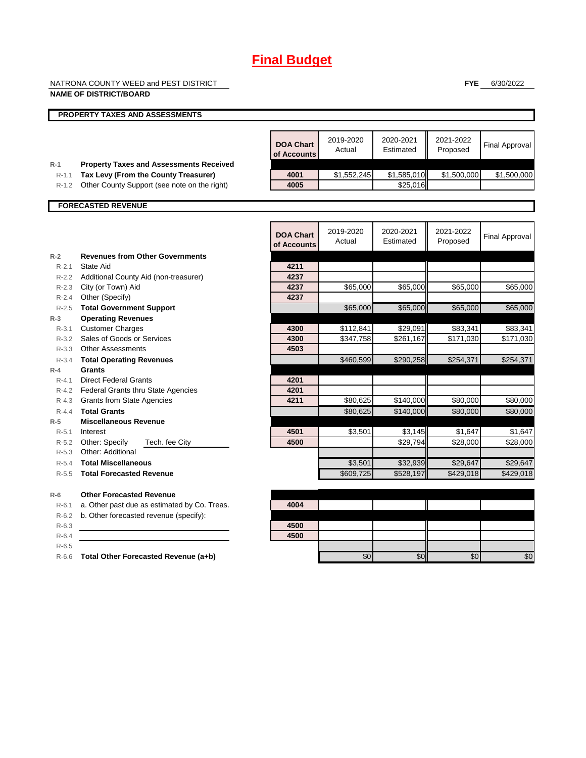# Final Budget

NATRONA COUNTY WEED and PEST DISTRICT

**NAME OF DISTRICT/BOARD**

**FYE** 6/30/2022

## PROPERTY TAXES AND ASSESSMENTS

| | | DOA Chart of Accounts | 2019-2020 Actual | 2020-2021 Estimated | 2021-2022 Proposed | Final Approval |
|---|---|---|---|---|---|---|
| R-1 | **Property Taxes and Assessments Received** | | | | | |
| R-1.1 | **Tax Levy (From the County Treasurer)** | 4001 | $1,552,245 | $1,585,010 | $1,500,000 | $1,500,000 |
| R-1.2 | Other County Support (see note on the right) | 4005 | | $25,016 | | |

## FORECASTED REVENUE

| | | DOA Chart of Accounts | 2019-2020 Actual | 2020-2021 Estimated | 2021-2022 Proposed | Final Approval |
|---|---|---|---|---|---|---|
| R-2 | **Revenues from Other Governments** | | | | | |
| R-2.1 | State Aid | 4211 | | | | |
| R-2.2 | Additional County Aid (non-treasurer) | 4237 | | | | |
| R-2.3 | City (or Town) Aid | 4237 | $65,000 | $65,000 | $65,000 | $65,000 |
| R-2.4 | Other (Specify) | 4237 | | | | |
| R-2.5 | **Total Government Support** | | $65,000 | $65,000 | $65,000 | $65,000 |
| R-3 | **Operating Revenues** | | | | | |
| R-3.1 | Customer Charges | 4300 | $112,841 | $29,091 | $83,341 | $83,341 |
| R-3.2 | Sales of Goods or Services | 4300 | $347,758 | $261,167 | $171,030 | $171,030 |
| R-3.3 | Other Assessments | 4503 | | | | |
| R-3.4 | **Total Operating Revenues** | | $460,599 | $290,258 | $254,371 | $254,371 |
| R-4 | **Grants** | | | | | |
| R-4.1 | Direct Federal Grants | 4201 | | | | |
| R-4.2 | Federal Grants thru State Agencies | 4201 | | | | |
| R-4.3 | Grants from State Agencies | 4211 | $80,625 | $140,000 | $80,000 | $80,000 |
| R-4.4 | **Total Grants** | | $80,625 | $140,000 | $80,000 | $80,000 |
| R-5 | **Miscellaneous Revenue** | | | | | |
| R-5.1 | Interest | 4501 | $3,501 | $3,145 | $1,647 | $1,647 |
| R-5.2 | Other: Specify Tech. fee City | 4500 | | $29,794 | $28,000 | $28,000 |
| R-5.3 | Other: Additional | | | | | |
| R-5.4 | **Total Miscellaneous** | | $3,501 | $32,939 | $29,647 | $29,647 |
| R-5.5 | **Total Forecasted Revenue** | | $609,725 | $528,197 | $429,018 | $429,018 |
| R-6 | **Other Forecasted Revenue** | | | | | |
| R-6.1 | a. Other past due as estimated by Co. Treas. | 4004 | | | | |
| R-6.2 | b. Other forecasted revenue (specify): | | | | | |
| R-6.3 | | 4500 | | | | |
| R-6.4 | | 4500 | | | | |
| R-6.5 | | | | | | |
| R-6.6 | **Total Other Forecasted Revenue (a+b)** | | $0 | $0 | $0 | $0 |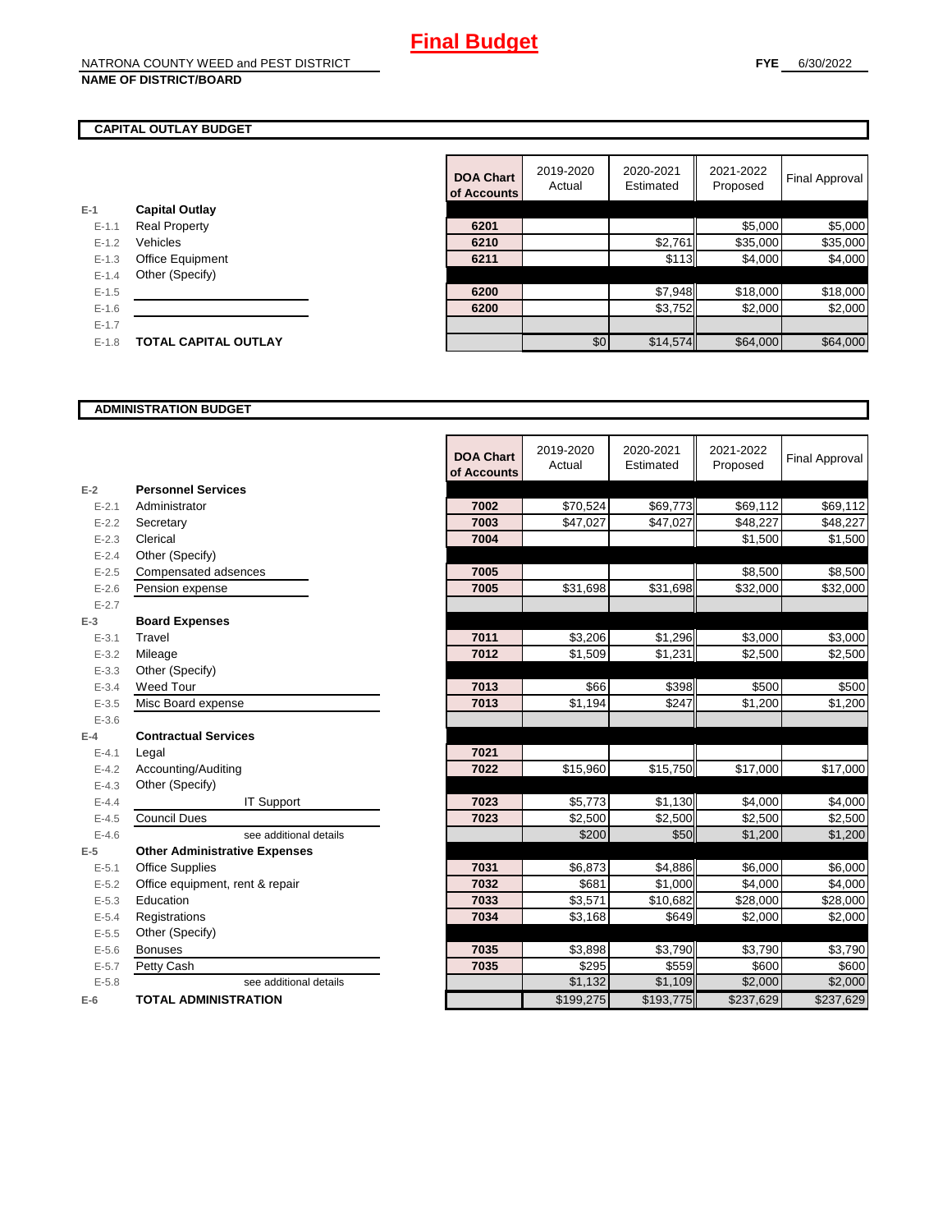# Final Budget

NATRONA COUNTY WEED and PEST DISTRICT
**NAME OF DISTRICT/BOARD**

**FYE** 6/30/2022

## CAPITAL OUTLAY BUDGET

| | | DOA Chart of Accounts | 2019-2020 Actual | 2020-2021 Estimated | 2021-2022 Proposed | Final Approval |
|---|---|---|---|---|---|---|
| E-1 | **Capital Outlay** | | | | | |
| E-1.1 | Real Property | 6201 | | | $5,000 | $5,000 |
| E-1.2 | Vehicles | 6210 | | $2,761 | $35,000 | $35,000 |
| E-1.3 | Office Equipment | 6211 | | $113 | $4,000 | $4,000 |
| E-1.4 | Other (Specify) | | | | | |
| E-1.5 | | 6200 | | $7,948 | $18,000 | $18,000 |
| E-1.6 | | 6200 | | $3,752 | $2,000 | $2,000 |
| E-1.7 | | | | | | |
| E-1.8 | **TOTAL CAPITAL OUTLAY** | | $0 | $14,574 | $64,000 | $64,000 |

## ADMINISTRATION BUDGET

| | | DOA Chart of Accounts | 2019-2020 Actual | 2020-2021 Estimated | 2021-2022 Proposed | Final Approval |
|---|---|---|---|---|---|---|
| E-2 | **Personnel Services** | | | | | |
| E-2.1 | Administrator | 7002 | $70,524 | $69,773 | $69,112 | $69,112 |
| E-2.2 | Secretary | 7003 | $47,027 | $47,027 | $48,227 | $48,227 |
| E-2.3 | Clerical | 7004 | | | $1,500 | $1,500 |
| E-2.4 | Other (Specify) | | | | | |
| E-2.5 | Compensated adsences | 7005 | | | $8,500 | $8,500 |
| E-2.6 | Pension expense | 7005 | $31,698 | $31,698 | $32,000 | $32,000 |
| E-2.7 | | | | | | |
| E-3 | **Board Expenses** | | | | | |
| E-3.1 | Travel | 7011 | $3,206 | $1,296 | $3,000 | $3,000 |
| E-3.2 | Mileage | 7012 | $1,509 | $1,231 | $2,500 | $2,500 |
| E-3.3 | Other (Specify) | | | | | |
| E-3.4 | Weed Tour | 7013 | $66 | $398 | $500 | $500 |
| E-3.5 | Misc Board expense | 7013 | $1,194 | $247 | $1,200 | $1,200 |
| E-3.6 | | | | | | |
| E-4 | **Contractual Services** | | | | | |
| E-4.1 | Legal | 7021 | | | | |
| E-4.2 | Accounting/Auditing | 7022 | $15,960 | $15,750 | $17,000 | $17,000 |
| E-4.3 | Other (Specify) | | | | | |
| E-4.4 | IT Support | 7023 | $5,773 | $1,130 | $4,000 | $4,000 |
| E-4.5 | Council Dues | 7023 | $2,500 | $2,500 | $2,500 | $2,500 |
| E-4.6 | see additional details | | $200 | $50 | $1,200 | $1,200 |
| E-5 | **Other Administrative Expenses** | | | | | |
| E-5.1 | Office Supplies | 7031 | $6,873 | $4,886 | $6,000 | $6,000 |
| E-5.2 | Office equipment, rent & repair | 7032 | $681 | $1,000 | $4,000 | $4,000 |
| E-5.3 | Education | 7033 | $3,571 | $10,682 | $28,000 | $28,000 |
| E-5.4 | Registrations | 7034 | $3,168 | $649 | $2,000 | $2,000 |
| E-5.5 | Other (Specify) | | | | | |
| E-5.6 | Bonuses | 7035 | $3,898 | $3,790 | $3,790 | $3,790 |
| E-5.7 | Petty Cash | 7035 | $295 | $559 | $600 | $600 |
| E-5.8 | see additional details | | $1,132 | $1,109 | $2,000 | $2,000 |
| E-6 | **TOTAL ADMINISTRATION** | | $199,275 | $193,775 | $237,629 | $237,629 |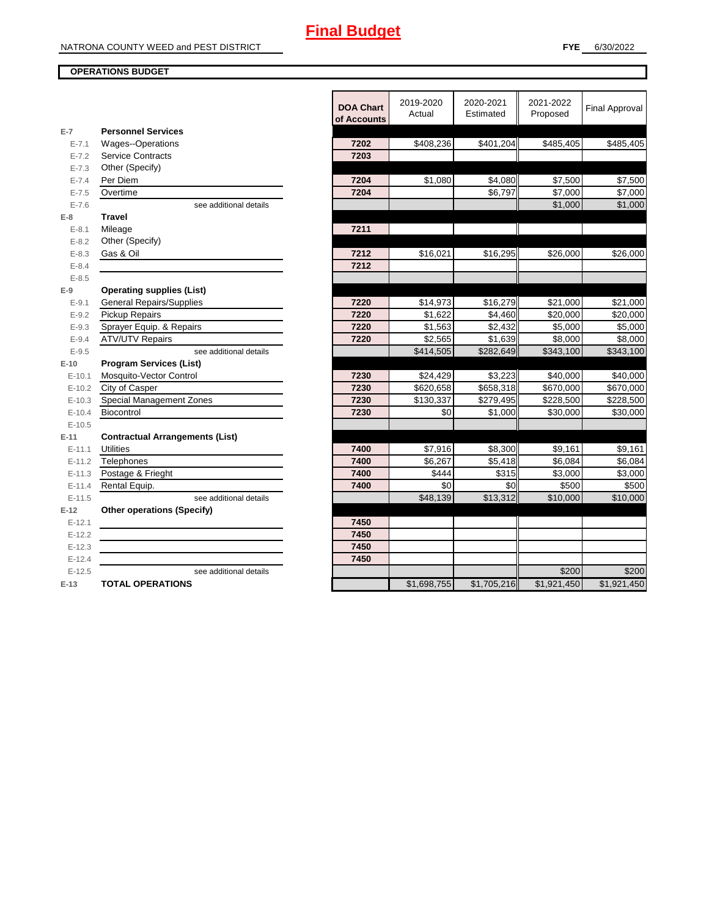# Final Budget

NATRONA COUNTY WEED and PEST DISTRICT

**FYE** 6/30/2022

**OPERATIONS BUDGET**

| | | DOA Chart of Accounts | 2019-2020 Actual | 2020-2021 Estimated | 2021-2022 Proposed | Final Approval |
|---|---|---|---|---|---|---|
| **E-7** | **Personnel Services** | | | | | |
| E-7.1 | Wages--Operations | 7202 | $408,236 | $401,204 | $485,405 | $485,405 |
| E-7.2 | Service Contracts | 7203 | | | | |
| E-7.3 | Other (Specify) | | | | | |
| E-7.4 | Per Diem | 7204 | $1,080 | $4,080 | $7,500 | $7,500 |
| E-7.5 | Overtime | 7204 | | $6,797 | $7,000 | $7,000 |
| E-7.6 | see additional details | | | | $1,000 | $1,000 |
| **E-8** | **Travel** | | | | | |
| E-8.1 | Mileage | 7211 | | | | |
| E-8.2 | Other (Specify) | | | | | |
| E-8.3 | Gas & Oil | 7212 | $16,021 | $16,295 | $26,000 | $26,000 |
| E-8.4 | | 7212 | | | | |
| E-8.5 | | | | | | |
| **E-9** | **Operating supplies (List)** | | | | | |
| E-9.1 | General Repairs/Supplies | 7220 | $14,973 | $16,279 | $21,000 | $21,000 |
| E-9.2 | Pickup Repairs | 7220 | $1,622 | $4,460 | $20,000 | $20,000 |
| E-9.3 | Sprayer Equip. & Repairs | 7220 | $1,563 | $2,432 | $5,000 | $5,000 |
| E-9.4 | ATV/UTV Repairs | 7220 | $2,565 | $1,639 | $8,000 | $8,000 |
| E-9.5 | see additional details | | $414,505 | $282,649 | $343,100 | $343,100 |
| **E-10** | **Program Services (List)** | | | | | |
| E-10.1 | Mosquito-Vector Control | 7230 | $24,429 | $3,223 | $40,000 | $40,000 |
| E-10.2 | City of Casper | 7230 | $620,658 | $658,318 | $670,000 | $670,000 |
| E-10.3 | Special Management Zones | 7230 | $130,337 | $279,495 | $228,500 | $228,500 |
| E-10.4 | Biocontrol | 7230 | $0 | $1,000 | $30,000 | $30,000 |
| E-10.5 | | | | | | |
| **E-11** | **Contractual Arrangements (List)** | | | | | |
| E-11.1 | Utilities | 7400 | $7,916 | $8,300 | $9,161 | $9,161 |
| E-11.2 | Telephones | 7400 | $6,267 | $5,418 | $6,084 | $6,084 |
| E-11.3 | Postage & Frieght | 7400 | $444 | $315 | $3,000 | $3,000 |
| E-11.4 | Rental Equip. | 7400 | $0 | $0 | $500 | $500 |
| E-11.5 | see additional details | | $48,139 | $13,312 | $10,000 | $10,000 |
| **E-12** | **Other operations (Specify)** | | | | | |
| E-12.1 | | 7450 | | | | |
| E-12.2 | | 7450 | | | | |
| E-12.3 | | 7450 | | | | |
| E-12.4 | | 7450 | | | | |
| E-12.5 | see additional details | | | | $200 | $200 |
| **E-13** | **TOTAL OPERATIONS** | | $1,698,755 | $1,705,216 | $1,921,450 | $1,921,450 |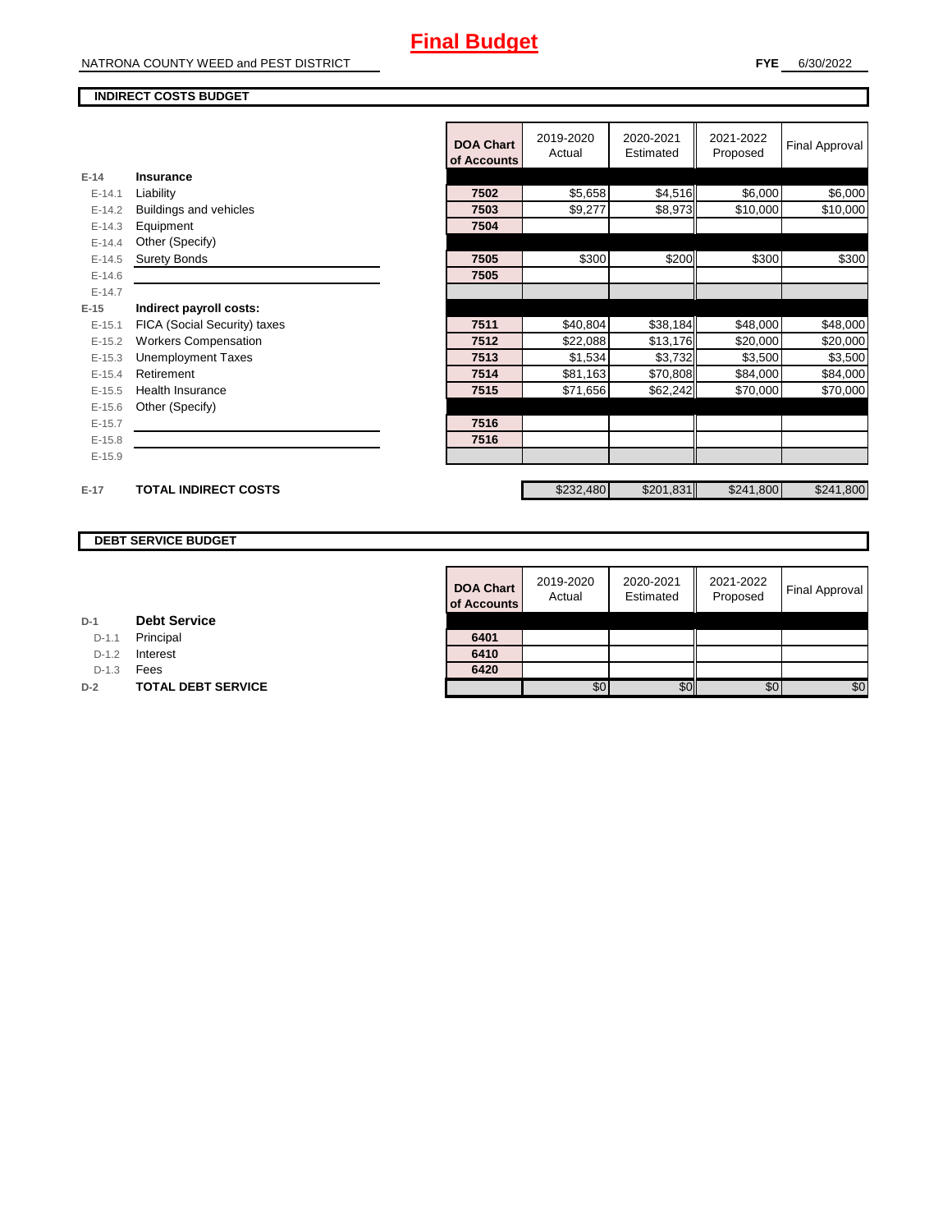# Final Budget

NATRONA COUNTY WEED and PEST DISTRICT

**FYE** 6/30/2022

## INDIRECT COSTS BUDGET

| | | DOA Chart of Accounts | 2019-2020 Actual | 2020-2021 Estimated | 2021-2022 Proposed | Final Approval |
|---|---|---|---|---|---|---|
| **E-14** | **Insurance** | | | | | |
| E-14.1 | Liability | 7502 | $5,658 | $4,516 | $6,000 | $6,000 |
| E-14.2 | Buildings and vehicles | 7503 | $9,277 | $8,973 | $10,000 | $10,000 |
| E-14.3 | Equipment | 7504 | | | | |
| E-14.4 | Other (Specify) | | | | | |
| E-14.5 | Surety Bonds | 7505 | $300 | $200 | $300 | $300 |
| E-14.6 | | 7505 | | | | |
| E-14.7 | | | | | | |
| **E-15** | **Indirect payroll costs:** | | | | | |
| E-15.1 | FICA (Social Security) taxes | 7511 | $40,804 | $38,184 | $48,000 | $48,000 |
| E-15.2 | Workers Compensation | 7512 | $22,088 | $13,176 | $20,000 | $20,000 |
| E-15.3 | Unemployment Taxes | 7513 | $1,534 | $3,732 | $3,500 | $3,500 |
| E-15.4 | Retirement | 7514 | $81,163 | $70,808 | $84,000 | $84,000 |
| E-15.5 | Health Insurance | 7515 | $71,656 | $62,242 | $70,000 | $70,000 |
| E-15.6 | Other (Specify) | | | | | |
| E-15.7 | | 7516 | | | | |
| E-15.8 | | 7516 | | | | |
| E-15.9 | | | | | | |
| **E-17** | **TOTAL INDIRECT COSTS** | | $232,480 | $201,831 | $241,800 | $241,800 |

## DEBT SERVICE BUDGET

| | | DOA Chart of Accounts | 2019-2020 Actual | 2020-2021 Estimated | 2021-2022 Proposed | Final Approval |
|---|---|---|---|---|---|---|
| **D-1** | **Debt Service** | | | | | |
| D-1.1 | Principal | 6401 | | | | |
| D-1.2 | Interest | 6410 | | | | |
| D-1.3 | Fees | 6420 | | | | |
| **D-2** | **TOTAL DEBT SERVICE** | | $0 | $0 | $0 | $0 |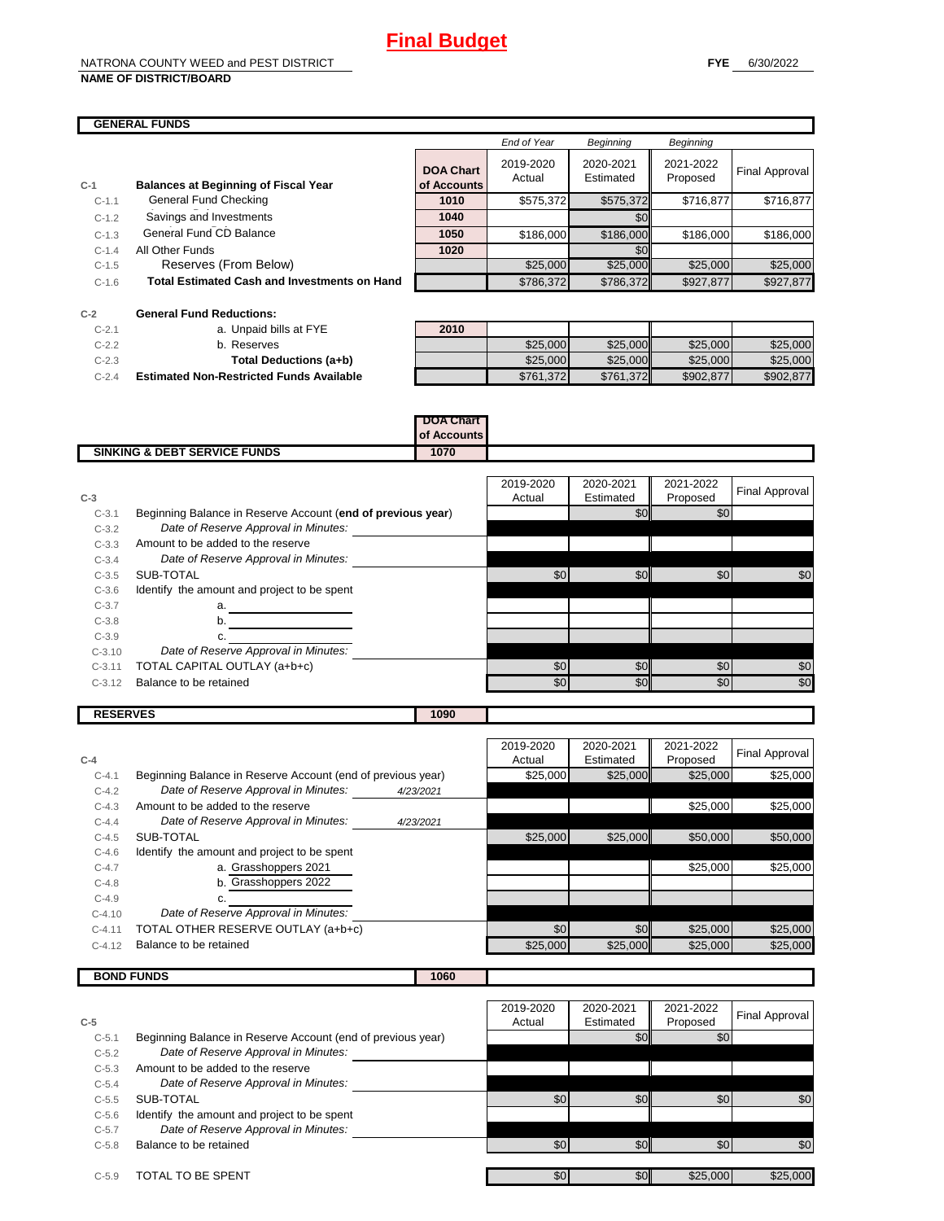# Final Budget

NATRONA COUNTY WEED and PEST DISTRICT

**NAME OF DISTRICT/BOARD**

**FYE** 6/30/2022

## GENERAL FUNDS

| | | DOA Chart of Accounts | End of Year 2019-2020 Actual | Beginning 2020-2021 Estimated | Beginning 2021-2022 Proposed | Final Approval |
|---|---|---|---|---|---|---|
| **C-1** | **Balances at Beginning of Fiscal Year** | | | | | |
| C-1.1 | General Fund Checking | 1010 | $575,372 | $575,372 | $716,877 | $716,877 |
| C-1.2 | Savings and Investments | 1040 | | $0 | | |
| C-1.3 | General Fund CD Balance | 1050 | $186,000 | $186,000 | $186,000 | $186,000 |
| C-1.4 | All Other Funds | 1020 | | $0 | | |
| C-1.5 | Reserves (From Below) | | $25,000 | $25,000 | $25,000 | $25,000 |
| C-1.6 | **Total Estimated Cash and Investments on Hand** | | $786,372 | $786,372 | $927,877 | $927,877 |
| **C-2** | **General Fund Reductions:** | | | | | |
| C-2.1 | a. Unpaid bills at FYE | 2010 | | | | |
| C-2.2 | b. Reserves | | $25,000 | $25,000 | $25,000 | $25,000 |
| C-2.3 | **Total Deductions (a+b)** | | $25,000 | $25,000 | $25,000 | $25,000 |
| C-2.4 | **Estimated Non-Restricted Funds Available** | | $761,372 | $761,372 | $902,877 | $902,877 |

## SINKING & DEBT SERVICE FUNDS (DOA Chart of Accounts: 1070)

| **C-3** | | 2019-2020 Actual | 2020-2021 Estimated | 2021-2022 Proposed | Final Approval |
|---|---|---|---|---|---|
| C-3.1 | Beginning Balance in Reserve Account (**end of previous year**) | | $0 | $0 | |
| C-3.2 | *Date of Reserve Approval in Minutes:* | | | | |
| C-3.3 | Amount to be added to the reserve | | | | |
| C-3.4 | *Date of Reserve Approval in Minutes:* | | | | |
| C-3.5 | SUB-TOTAL | $0 | $0 | $0 | $0 |
| C-3.6 | Identify the amount and project to be spent | | | | |
| C-3.7 | a. | | | | |
| C-3.8 | b. | | | | |
| C-3.9 | c. | | | | |
| C-3.10 | *Date of Reserve Approval in Minutes:* | | | | |
| C-3.11 | TOTAL CAPITAL OUTLAY (a+b+c) | $0 | $0 | $0 | $0 |
| C-3.12 | Balance to be retained | $0 | $0 | $0 | $0 |

## RESERVES (1090)

| **C-4** | | 2019-2020 Actual | 2020-2021 Estimated | 2021-2022 Proposed | Final Approval |
|---|---|---|---|---|---|
| C-4.1 | Beginning Balance in Reserve Account (end of previous year) | $25,000 | $25,000 | $25,000 | $25,000 |
| C-4.2 | *Date of Reserve Approval in Minutes:* *4/23/2021* | | | | |
| C-4.3 | Amount to be added to the reserve | | | $25,000 | $25,000 |
| C-4.4 | *Date of Reserve Approval in Minutes:* *4/23/2021* | | | | |
| C-4.5 | SUB-TOTAL | $25,000 | $25,000 | $50,000 | $50,000 |
| C-4.6 | Identify the amount and project to be spent | | | | |
| C-4.7 | a. Grasshoppers 2021 | | | $25,000 | $25,000 |
| C-4.8 | b. Grasshoppers 2022 | | | | |
| C-4.9 | c. | | | | |
| C-4.10 | *Date of Reserve Approval in Minutes:* | | | | |
| C-4.11 | TOTAL OTHER RESERVE OUTLAY (a+b+c) | $0 | $0 | $25,000 | $25,000 |
| C-4.12 | Balance to be retained | $25,000 | $25,000 | $25,000 | $25,000 |

## BOND FUNDS (1060)

| **C-5** | | 2019-2020 Actual | 2020-2021 Estimated | 2021-2022 Proposed | Final Approval |
|---|---|---|---|---|---|
| C-5.1 | Beginning Balance in Reserve Account (end of previous year) | | $0 | $0 | |
| C-5.2 | *Date of Reserve Approval in Minutes:* | | | | |
| C-5.3 | Amount to be added to the reserve | | | | |
| C-5.4 | *Date of Reserve Approval in Minutes:* | | | | |
| C-5.5 | SUB-TOTAL | $0 | $0 | $0 | $0 |
| C-5.6 | Identify the amount and project to be spent | | | | |
| C-5.7 | *Date of Reserve Approval in Minutes:* | | | | |
| C-5.8 | Balance to be retained | $0 | $0 | $0 | $0 |
| C-5.9 | TOTAL TO BE SPENT | $0 | $0 | $25,000 | $25,000 |